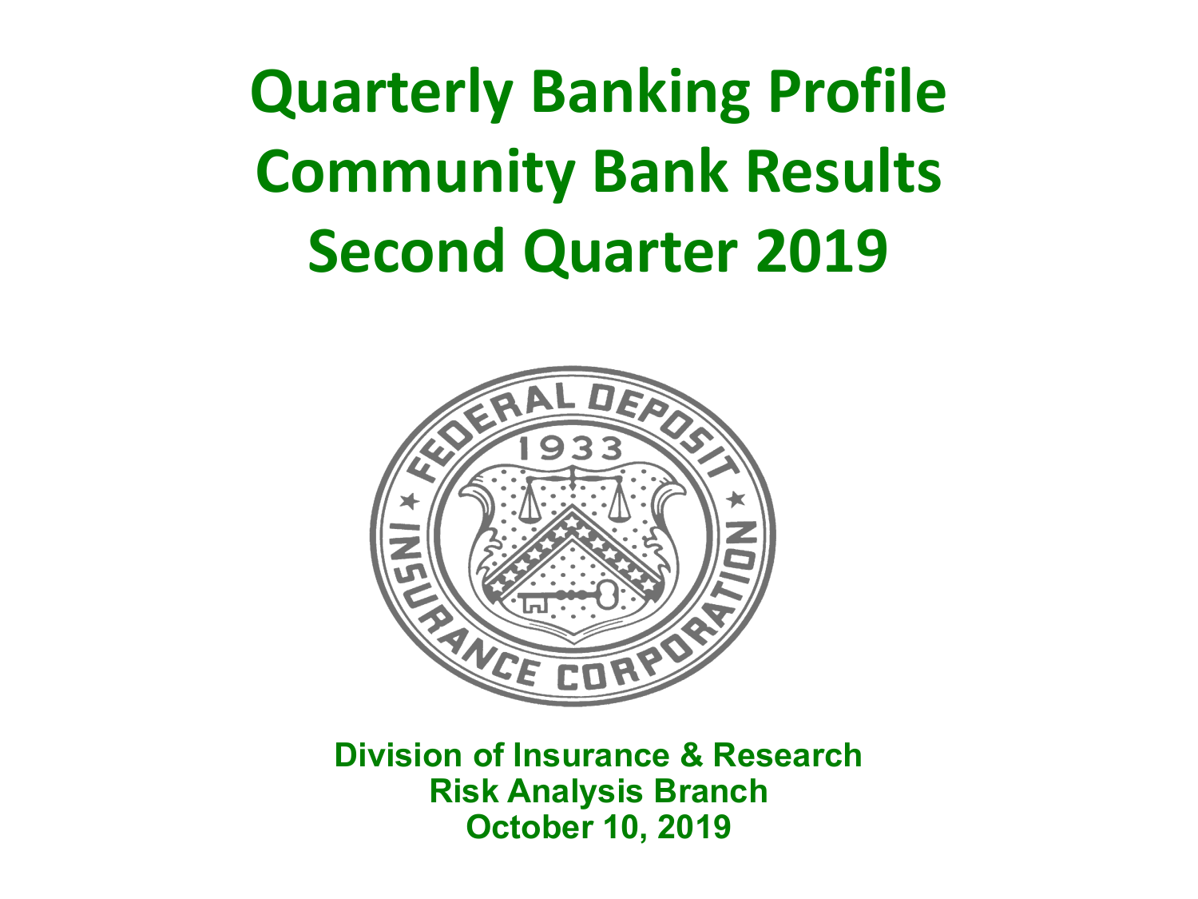# Quarterly Banking Profile
# Community Bank Results
# Second Quarter 2019

**Division of Insurance & Research**
**Risk Analysis Branch**
**October 10, 2019**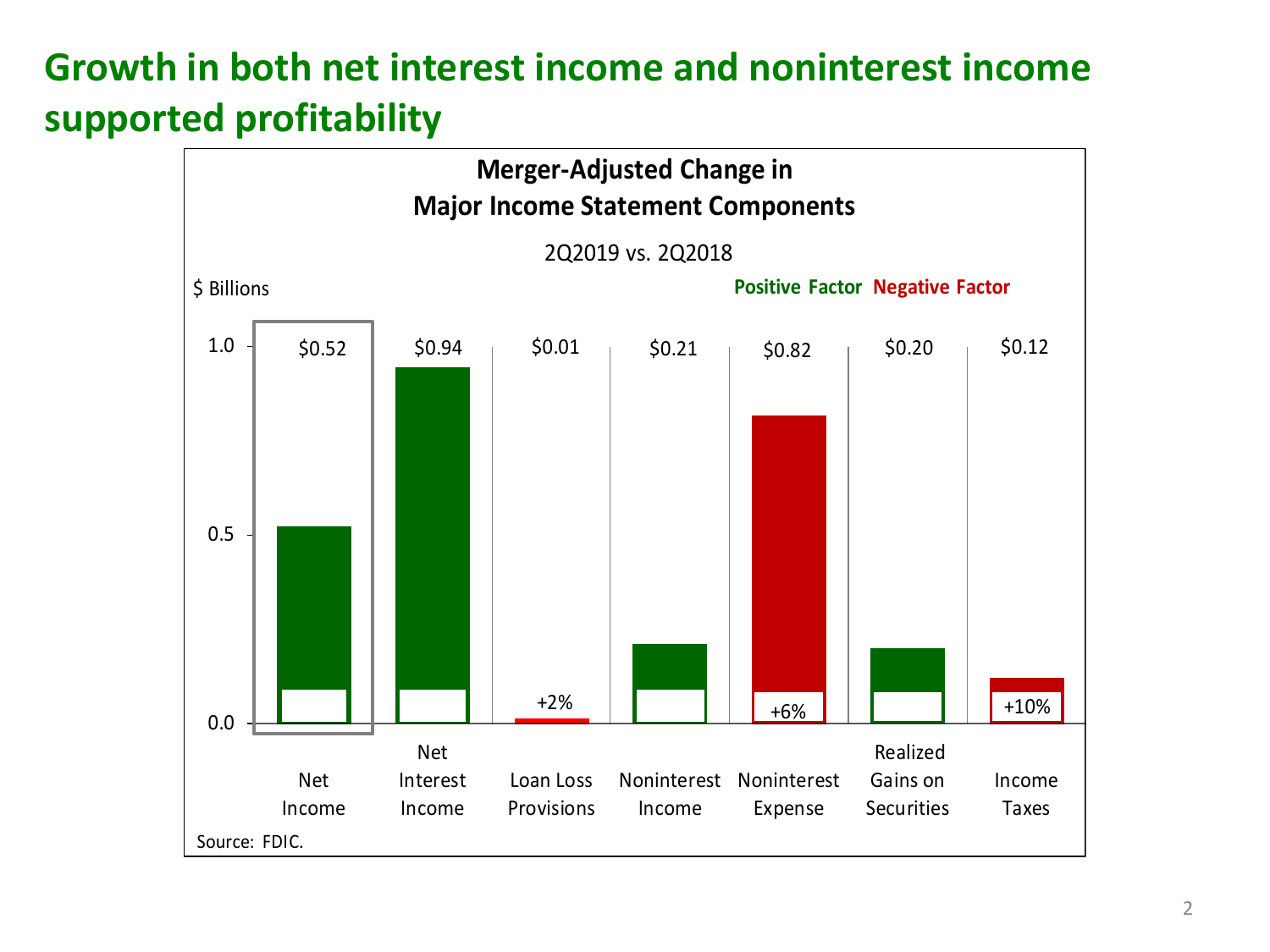# Growth in both net interest income and noninterest income supported profitability

**Merger-Adjusted Change in Major Income Statement Components**

2Q2019 vs. 2Q2018

$ Billions

**Positive Factor** **Negative Factor**

| Component | Change ($ Billions) | Percent Change | Factor |
|---|---|---|---|
| Net Income | $0.52 | | Positive |
| Net Interest Income | $0.94 | | Positive |
| Loan Loss Provisions | $0.01 | +2% | Negative |
| Noninterest Income | $0.21 | | Positive |
| Noninterest Expense | $0.82 | +6% | Negative |
| Realized Gains on Securities | $0.20 | | Positive |
| Income Taxes | $0.12 | +10% | Negative |

Source: FDIC.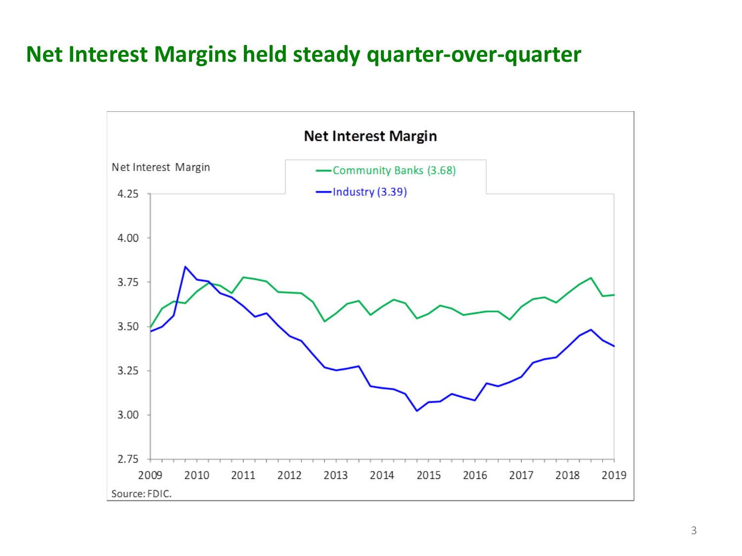# Net Interest Margins held steady quarter-over-quarter

**Net Interest Margin**

Net Interest Margin

—Community Banks (3.68)
—Industry (3.39)

4.25
4.00
3.75
3.50
3.25
3.00
2.75

2009 2010 2011 2012 2013 2014 2015 2016 2017 2018 2019

Source: FDIC.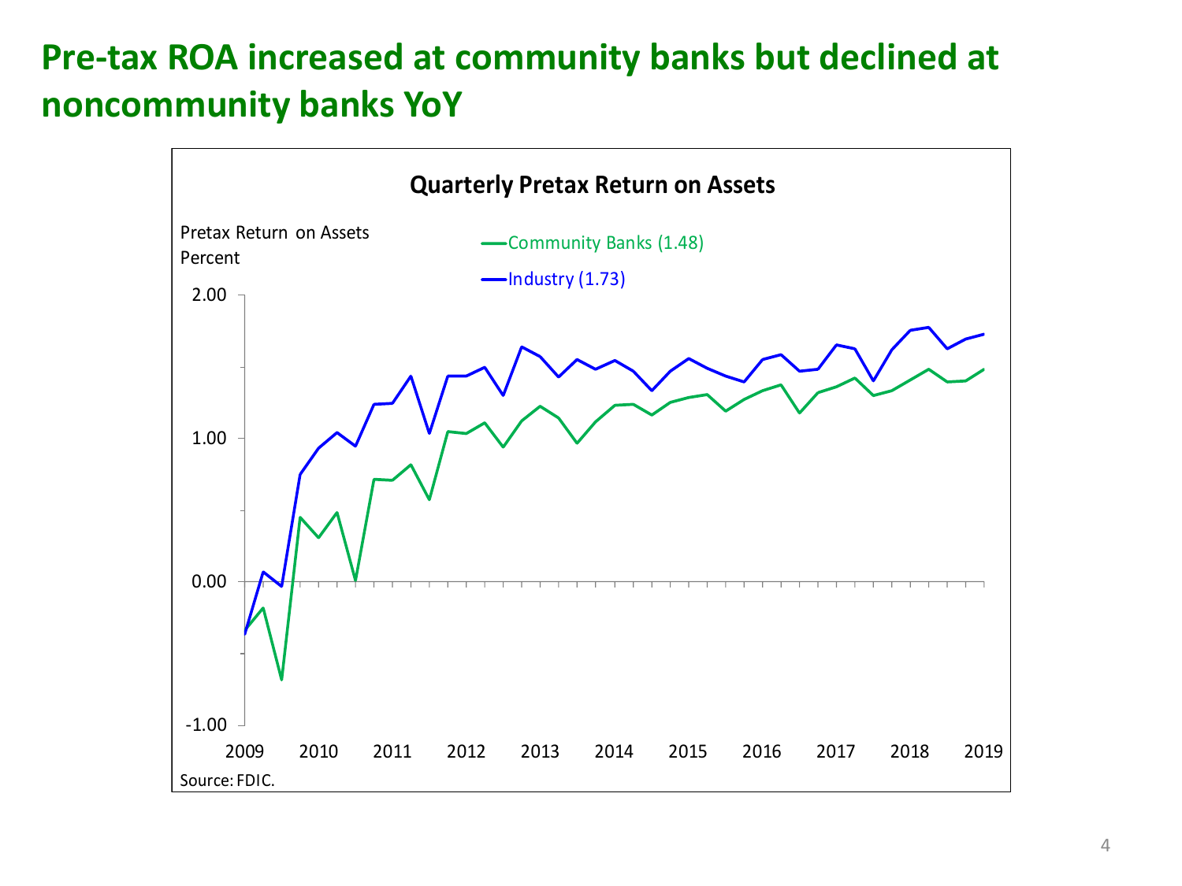# Pre-tax ROA increased at community banks but declined at noncommunity banks YoY

**Quarterly Pretax Return on Assets**

Pretax Return on Assets
Percent

Community Banks (1.48)
Industry (1.73)

2.00
1.00
0.00
-1.00

2009 2010 2011 2012 2013 2014 2015 2016 2017 2018 2019

Source: FDIC.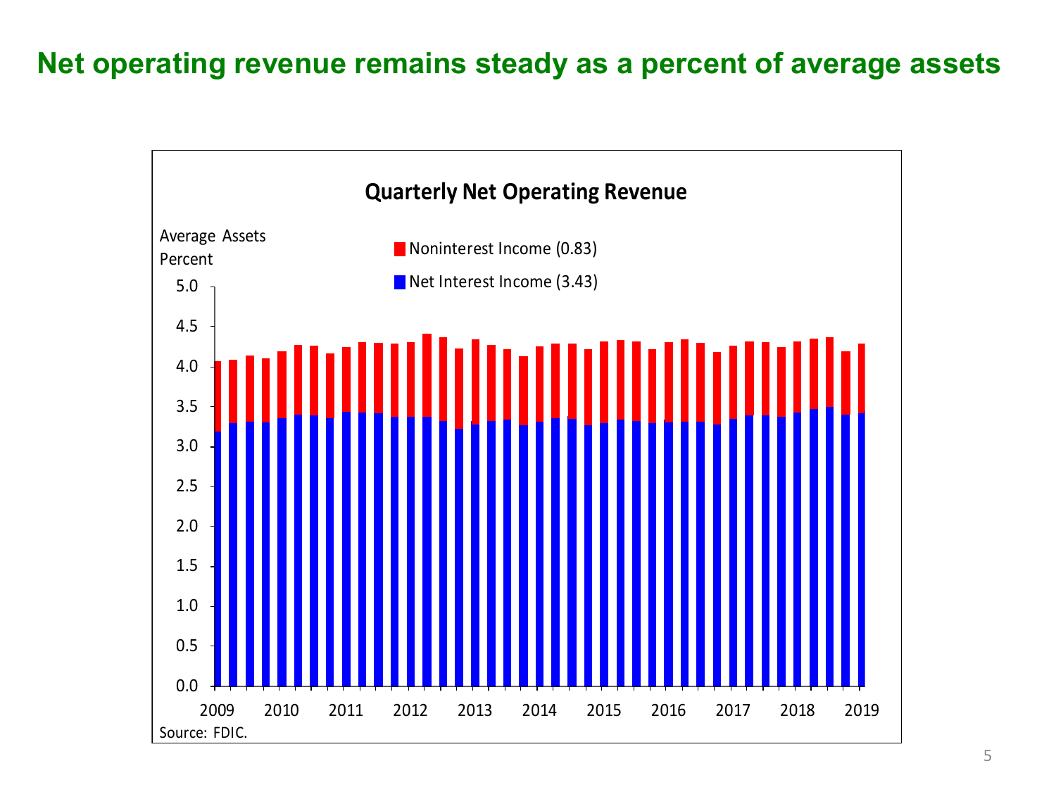# Net operating revenue remains steady as a percent of average assets

**Quarterly Net Operating Revenue**

Average Assets Percent

- Noninterest Income (0.83)
- Net Interest Income (3.43)

5.0, 4.5, 4.0, 3.5, 3.0, 2.5, 2.0, 1.5, 1.0, 0.5, 0.0

2009, 2010, 2011, 2012, 2013, 2014, 2015, 2016, 2017, 2018, 2019

Source: FDIC.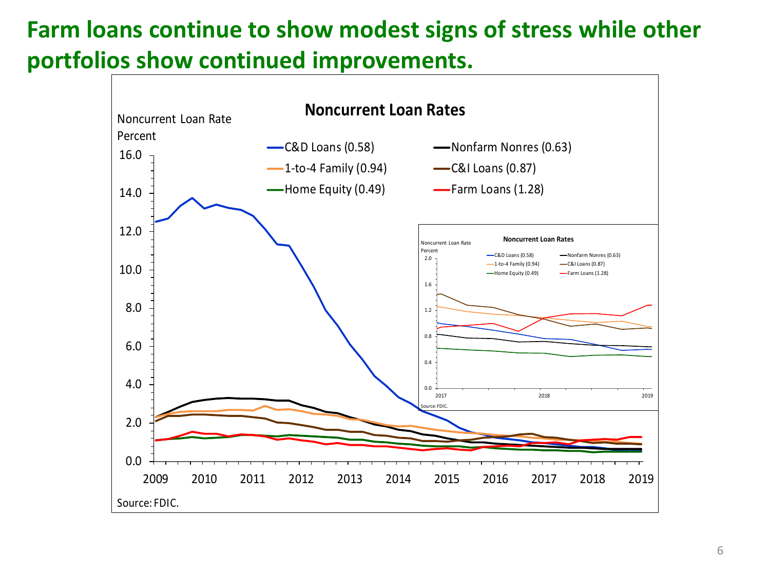# Farm loans continue to show modest signs of stress while other portfolios show continued improvements.

**Noncurrent Loan Rates**

Noncurrent Loan Rate
Percent

- C&D Loans (0.58)
- Nonfarm Nonres (0.63)
- 1-to-4 Family (0.94)
- C&I Loans (0.87)
- Home Equity (0.49)
- Farm Loans (1.28)

Source: FDIC.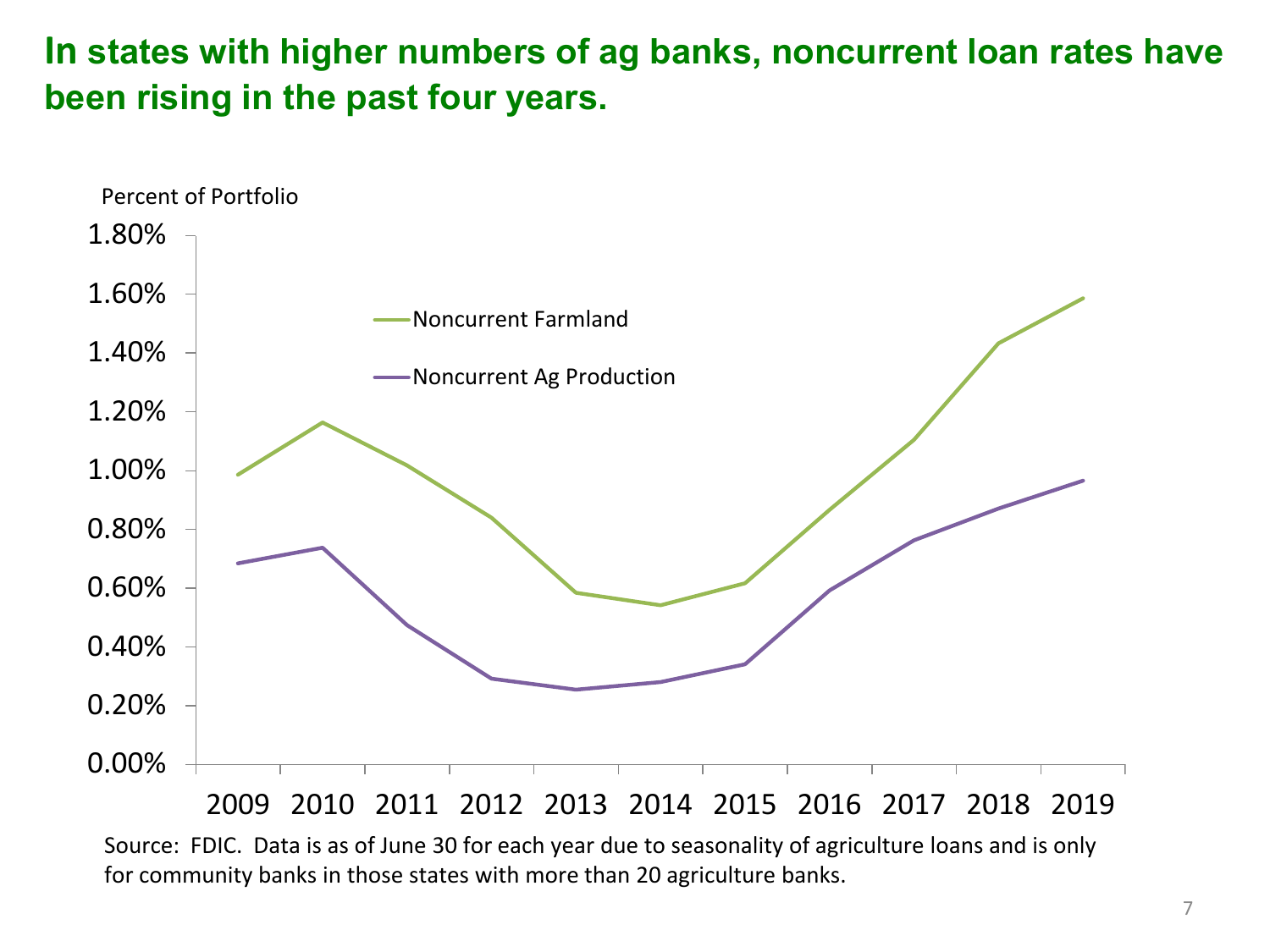# In states with higher numbers of ag banks, noncurrent loan rates have been rising in the past four years.

Percent of Portfolio

1.80%
1.60%
1.40%
1.20%
1.00%
0.80%
0.60%
0.40%
0.20%
0.00%

Noncurrent Farmland

Noncurrent Ag Production

2009 2010 2011 2012 2013 2014 2015 2016 2017 2018 2019

Source: FDIC. Data is as of June 30 for each year due to seasonality of agriculture loans and is only for community banks in those states with more than 20 agriculture banks.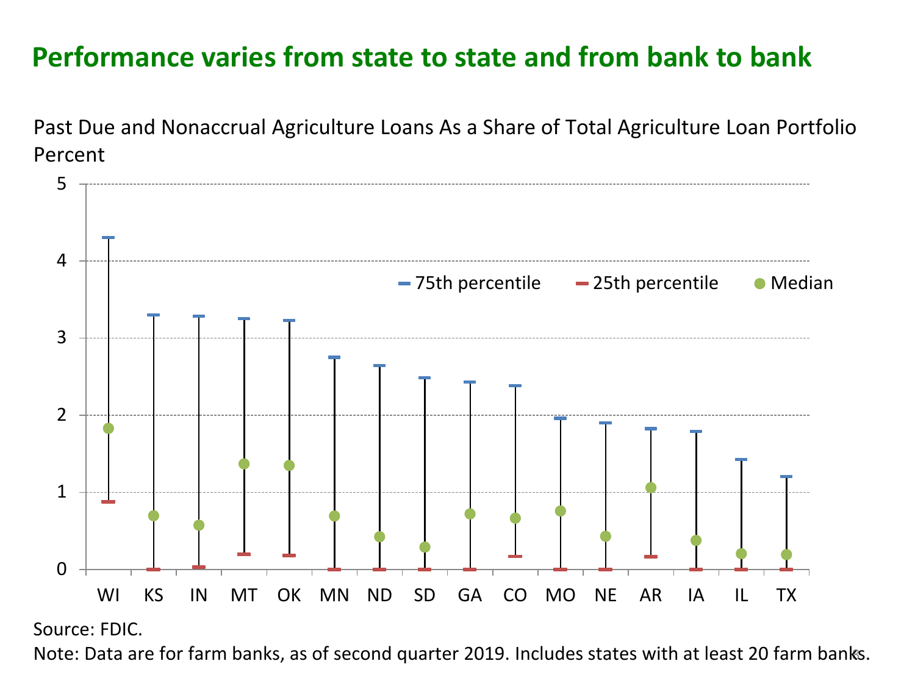# Performance varies from state to state and from bank to bank

Past Due and Nonaccrual Agriculture Loans As a Share of Total Agriculture Loan Portfolio
Percent

Source: FDIC.

Note: Data are for farm banks, as of second quarter 2019. Includes states with at least 20 farm banks.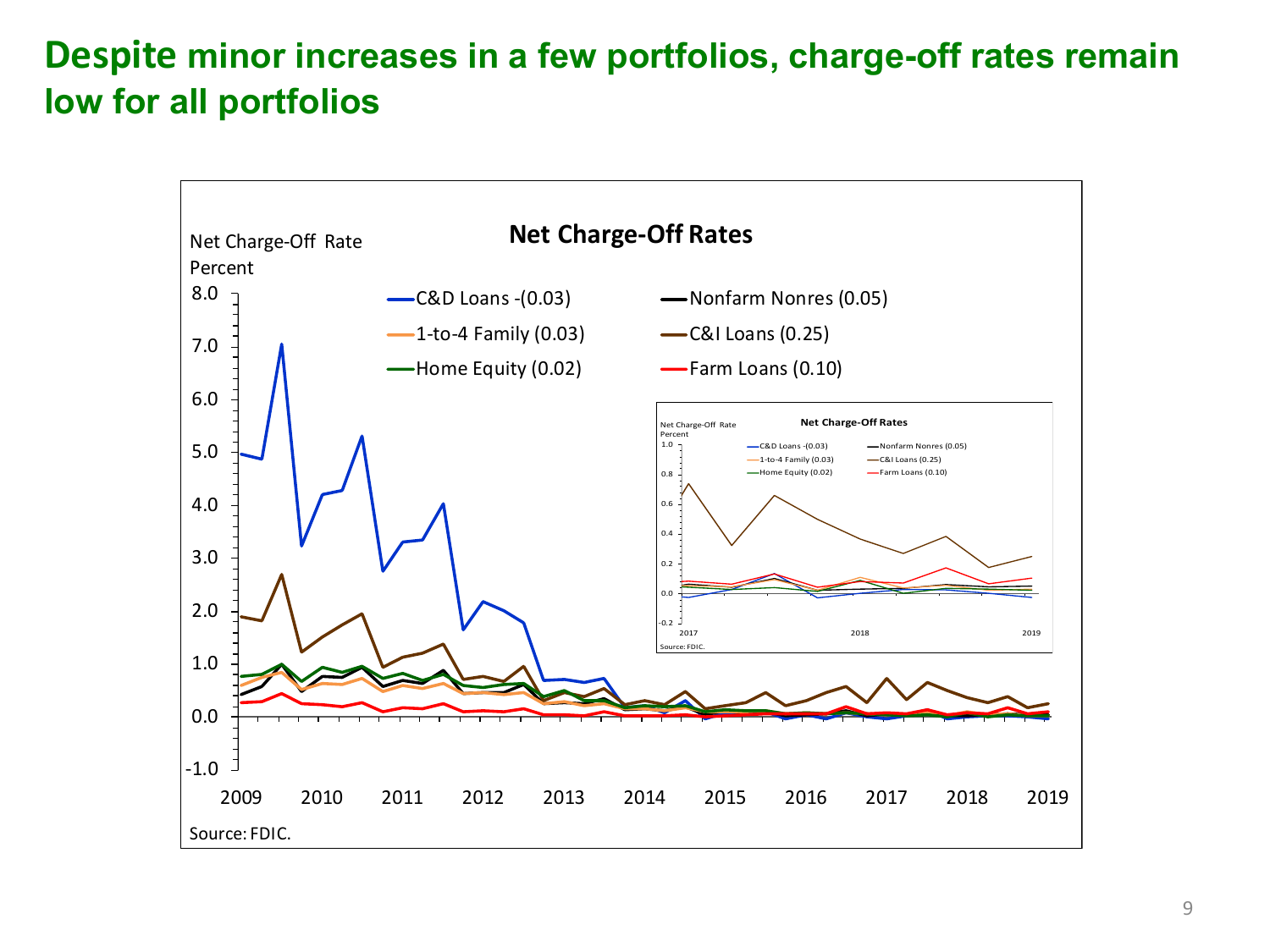# Despite minor increases in a few portfolios, charge-off rates remain low for all portfolios

**Net Charge-Off Rates**

Net Charge-Off Rate
Percent

- C&D Loans -(0.03)
- Nonfarm Nonres (0.05)
- 1-to-4 Family (0.03)
- C&I Loans (0.25)
- Home Equity (0.02)
- Farm Loans (0.10)

Source: FDIC.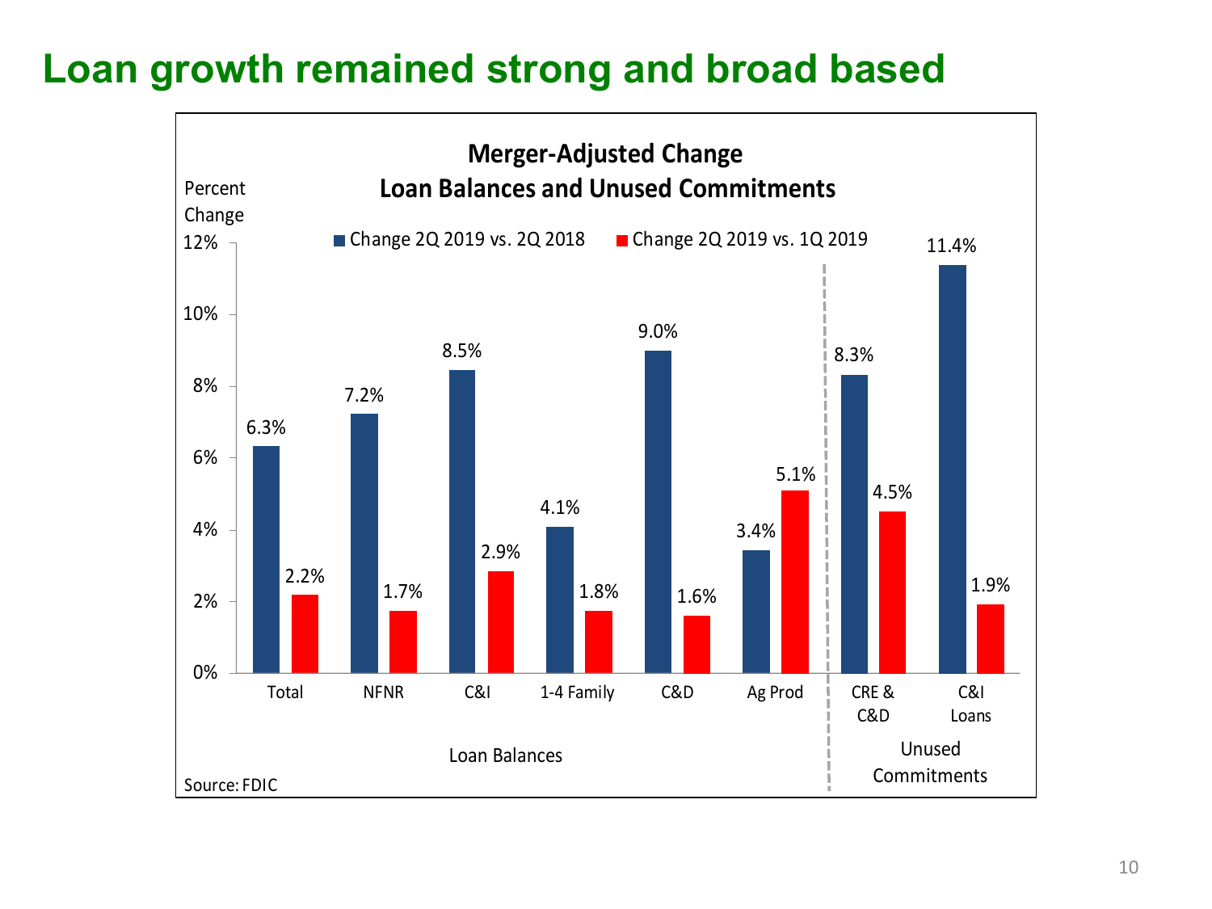# Loan growth remained strong and broad based

**Merger-Adjusted Change**
**Loan Balances and Unused Commitments**

Percent Change

| | | Change 2Q 2019 vs. 2Q 2018 | Change 2Q 2019 vs. 1Q 2019 |
|---|---|---|---|
| Loan Balances | Total | 6.3% | 2.2% |
| | NFNR | 7.2% | 1.7% |
| | C&I | 8.5% | 2.9% |
| | 1-4 Family | 4.1% | 1.8% |
| | C&D | 9.0% | 1.6% |
| | Ag Prod | 3.4% | 5.1% |
| Unused Commitments | CRE & C&D | 8.3% | 4.5% |
| | C&I Loans | 11.4% | 1.9% |

Source: FDIC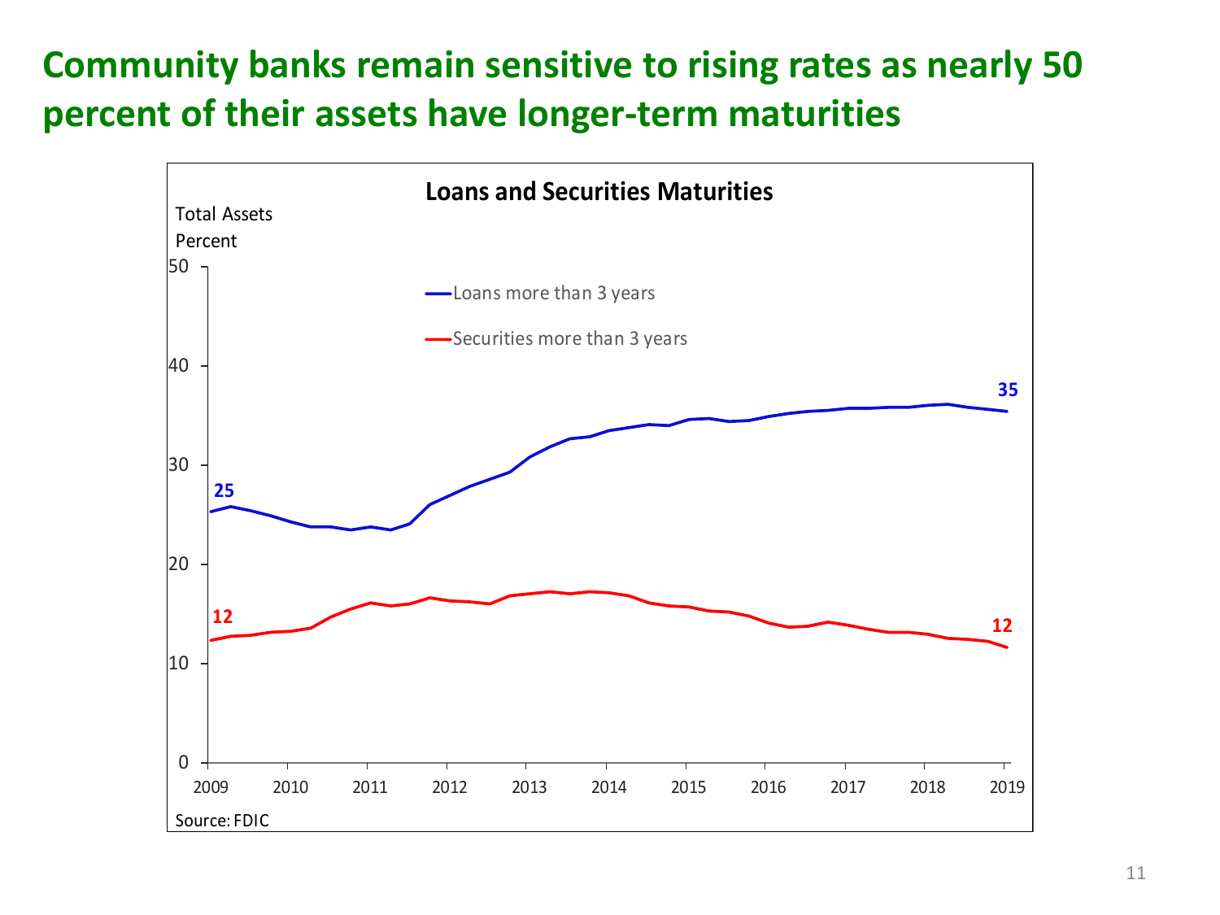# Community banks remain sensitive to rising rates as nearly 50 percent of their assets have longer-term maturities

**Loans and Securities Maturities**

Total Assets
Percent

- Loans more than 3 years: 25 (2009) → 35 (2019)
- Securities more than 3 years: 12 (2009) → 12 (2019)

Source: FDIC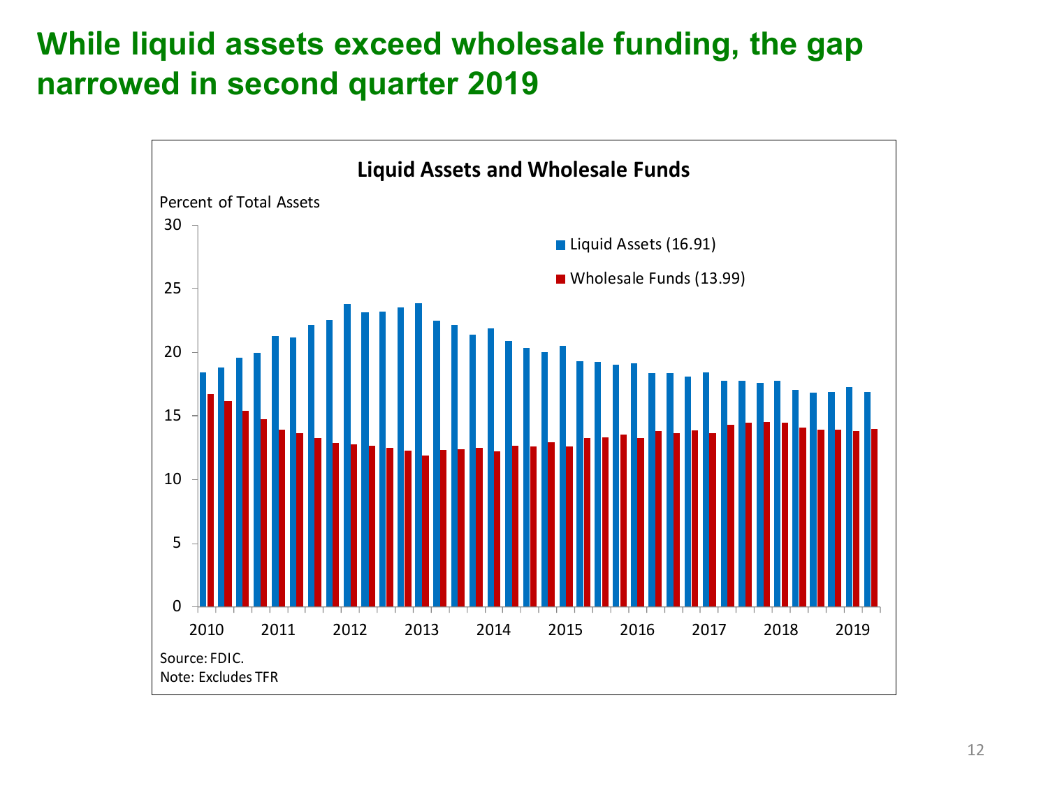# While liquid assets exceed wholesale funding, the gap narrowed in second quarter 2019

**Liquid Assets and Wholesale Funds**

Percent of Total Assets

- Liquid Assets (16.91)
- Wholesale Funds (13.99)

Source: FDIC.
Note: Excludes TFR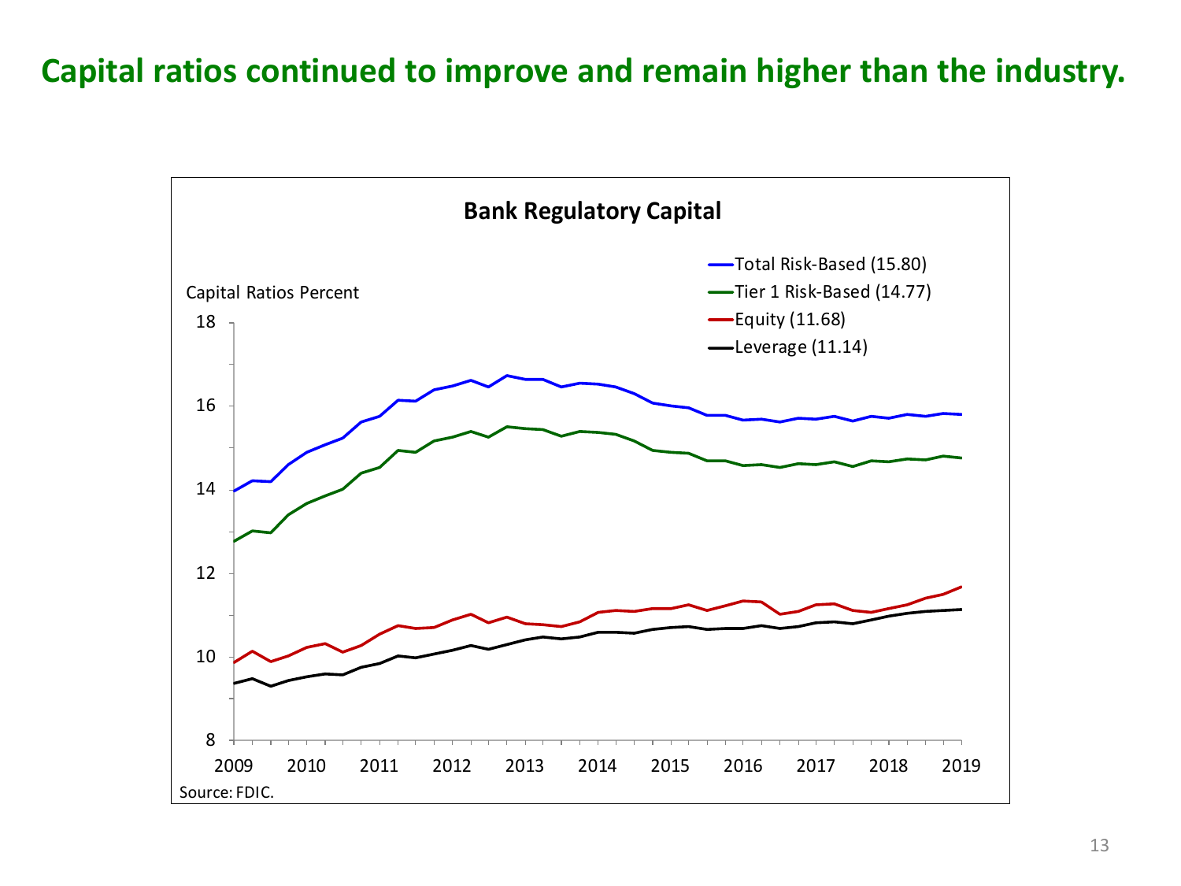# Capital ratios continued to improve and remain higher than the industry.

**Bank Regulatory Capital**

Capital Ratios Percent

- Total Risk-Based (15.80)
- Tier 1 Risk-Based (14.77)
- Equity (11.68)
- Leverage (11.14)

Source: FDIC.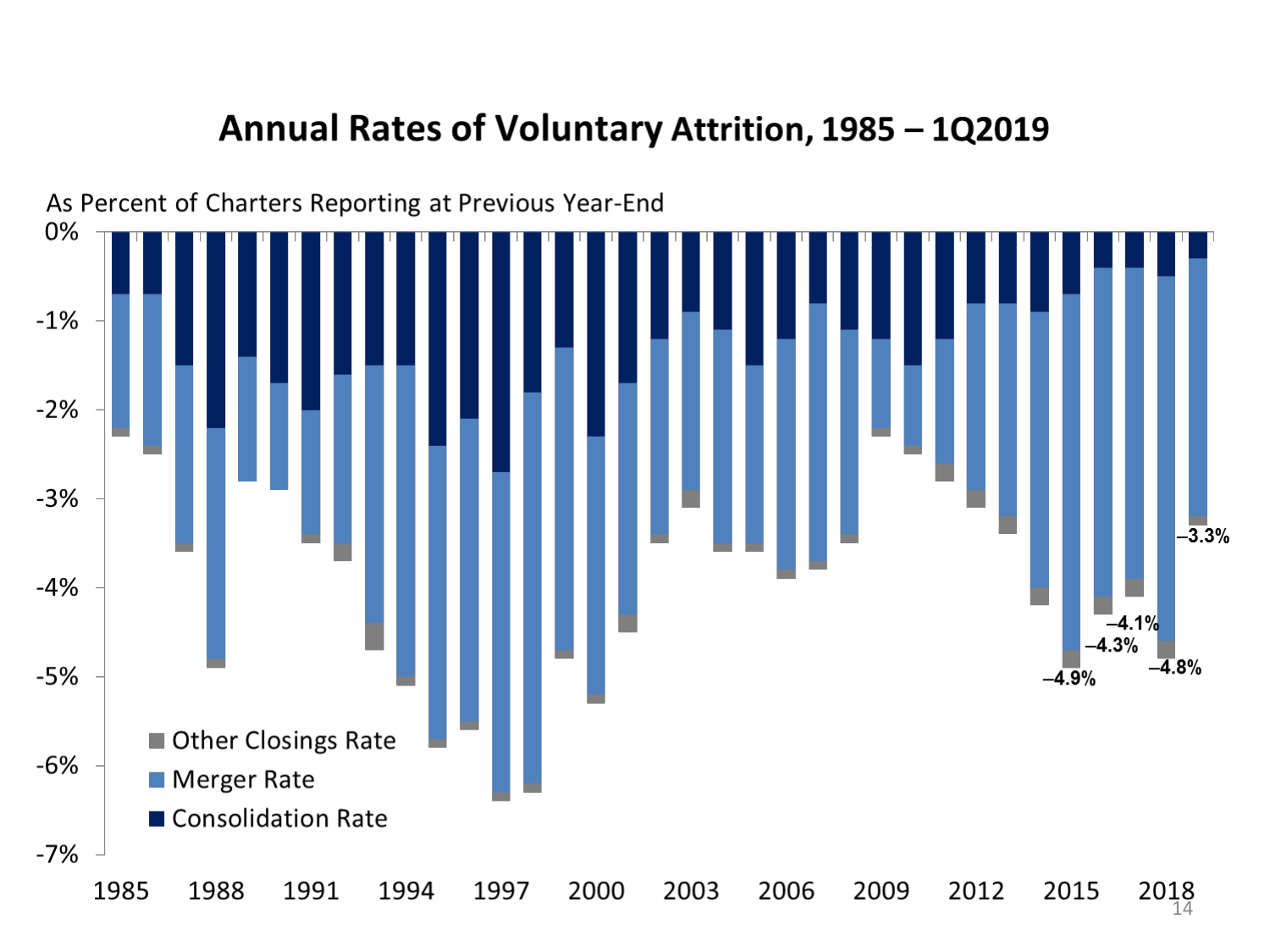# Annual Rates of Voluntary Attrition, 1985 – 1Q2019

As Percent of Charters Reporting at Previous Year-End

0%
-1%
-2%
-3%
-4%
-5%
-6%
-7%

1985
1988
1991
1994
1997
2000
2003
2006
2009
2012
2015
2018

–4.9%
–4.3%
–4.1%
–4.8%
–3.3%

Other Closings Rate
Merger Rate
Consolidation Rate